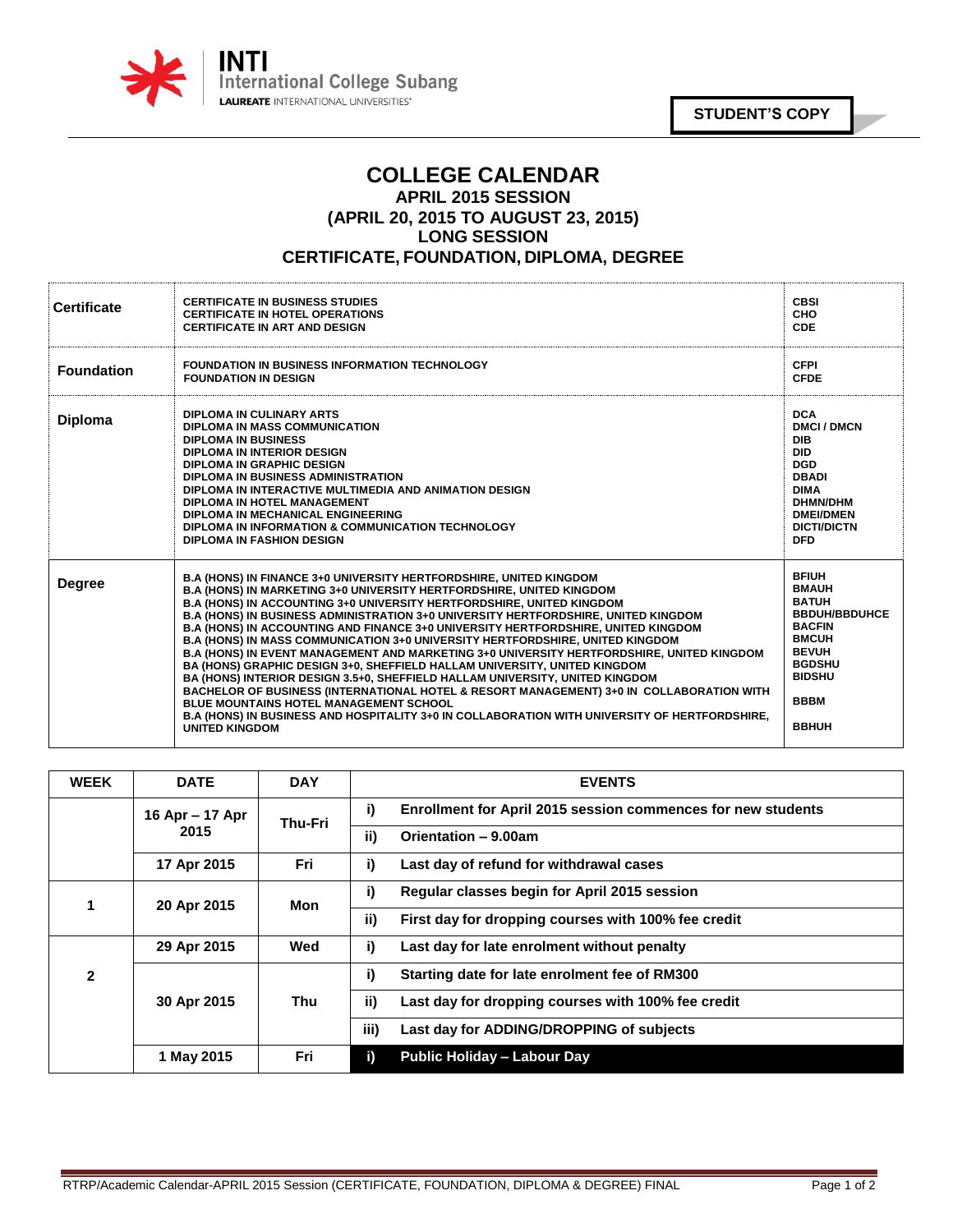INTI International College Subang
LAUREATE INTERNATIONAL UNIVERSITIES®

**STUDENT'S COPY**

# COLLEGE CALENDAR
## APRIL 2015 SESSION
## (APRIL 20, 2015 TO AUGUST 23, 2015)
## LONG SESSION
## CERTIFICATE, FOUNDATION, DIPLOMA, DEGREE

| | | |
|---|---|---|
| **Certificate** | CERTIFICATE IN BUSINESS STUDIES<br>CERTIFICATE IN HOTEL OPERATIONS<br>CERTIFICATE IN ART AND DESIGN | CBSI<br>CHO<br>CDE |
| **Foundation** | FOUNDATION IN BUSINESS INFORMATION TECHNOLOGY<br>FOUNDATION IN DESIGN | CFPI<br>CFDE |
| **Diploma** | DIPLOMA IN CULINARY ARTS<br>DIPLOMA IN MASS COMMUNICATION<br>DIPLOMA IN BUSINESS<br>DIPLOMA IN INTERIOR DESIGN<br>DIPLOMA IN GRAPHIC DESIGN<br>DIPLOMA IN BUSINESS ADMINISTRATION<br>DIPLOMA IN INTERACTIVE MULTIMEDIA AND ANIMATION DESIGN<br>DIPLOMA IN HOTEL MANAGEMENT<br>DIPLOMA IN MECHANICAL ENGINEERING<br>DIPLOMA IN INFORMATION & COMMUNICATION TECHNOLOGY<br>DIPLOMA IN FASHION DESIGN | DCA<br>DMCI / DMCN<br>DIB<br>DID<br>DGD<br>DBADI<br>DIMA<br>DHMN/DHM<br>DMEI/DMEN<br>DICTI/DICTN<br>DFD |
| **Degree** | B.A (HONS) IN FINANCE 3+0 UNIVERSITY HERTFORDSHIRE, UNITED KINGDOM<br>B.A (HONS) IN MARKETING 3+0 UNIVERSITY HERTFORDSHIRE, UNITED KINGDOM<br>B.A (HONS) IN ACCOUNTING 3+0 UNIVERSITY HERTFORDSHIRE, UNITED KINGDOM<br>B.A (HONS) IN BUSINESS ADMINISTRATION 3+0 UNIVERSITY HERTFORDSHIRE, UNITED KINGDOM<br>B.A (HONS) IN ACCOUNTING AND FINANCE 3+0 UNIVERSITY HERTFORDSHIRE, UNITED KINGDOM<br>B.A (HONS) IN MASS COMMUNICATION 3+0 UNIVERSITY HERTFORDSHIRE, UNITED KINGDOM<br>B.A (HONS) IN EVENT MANAGEMENT AND MARKETING 3+0 UNIVERSITY HERTFORDSHIRE, UNITED KINGDOM<br>BA (HONS) GRAPHIC DESIGN 3+0, SHEFFIELD HALLAM UNIVERSITY, UNITED KINGDOM<br>BA (HONS) INTERIOR DESIGN 3.5+0, SHEFFIELD HALLAM UNIVERSITY, UNITED KINGDOM<br>BACHELOR OF BUSINESS (INTERNATIONAL HOTEL & RESORT MANAGEMENT) 3+0 IN COLLABORATION WITH BLUE MOUNTAINS HOTEL MANAGEMENT SCHOOL<br>B.A (HONS) IN BUSINESS AND HOSPITALITY 3+0 IN COLLABORATION WITH UNIVERSITY OF HERTFORDSHIRE, UNITED KINGDOM | BFIUH<br>BMAUH<br>BATUH<br>BBDUH/BBDUHCE<br>BACFIN<br>BMCUH<br>BEVUH<br>BGDSHU<br>BIDSHU<br>BBBM<br>BBHUH |

| WEEK | DATE | DAY | | EVENTS |
|---|---|---|---|---|
| | 16 Apr – 17 Apr 2015 | Thu-Fri | i) | Enrollment for April 2015 session commences for new students |
| | | | ii) | Orientation – 9.00am |
| | 17 Apr 2015 | Fri | i) | Last day of refund for withdrawal cases |
| 1 | 20 Apr 2015 | Mon | i) | Regular classes begin for April 2015 session |
| | | | ii) | First day for dropping courses with 100% fee credit |
| 2 | 29 Apr 2015 | Wed | i) | Last day for late enrolment without penalty |
| | 30 Apr 2015 | Thu | i) | Starting date for late enrolment fee of RM300 |
| | | | ii) | Last day for dropping courses with 100% fee credit |
| | | | iii) | Last day for ADDING/DROPPING of subjects |
| | 1 May 2015 | Fri | i) | Public Holiday – Labour Day |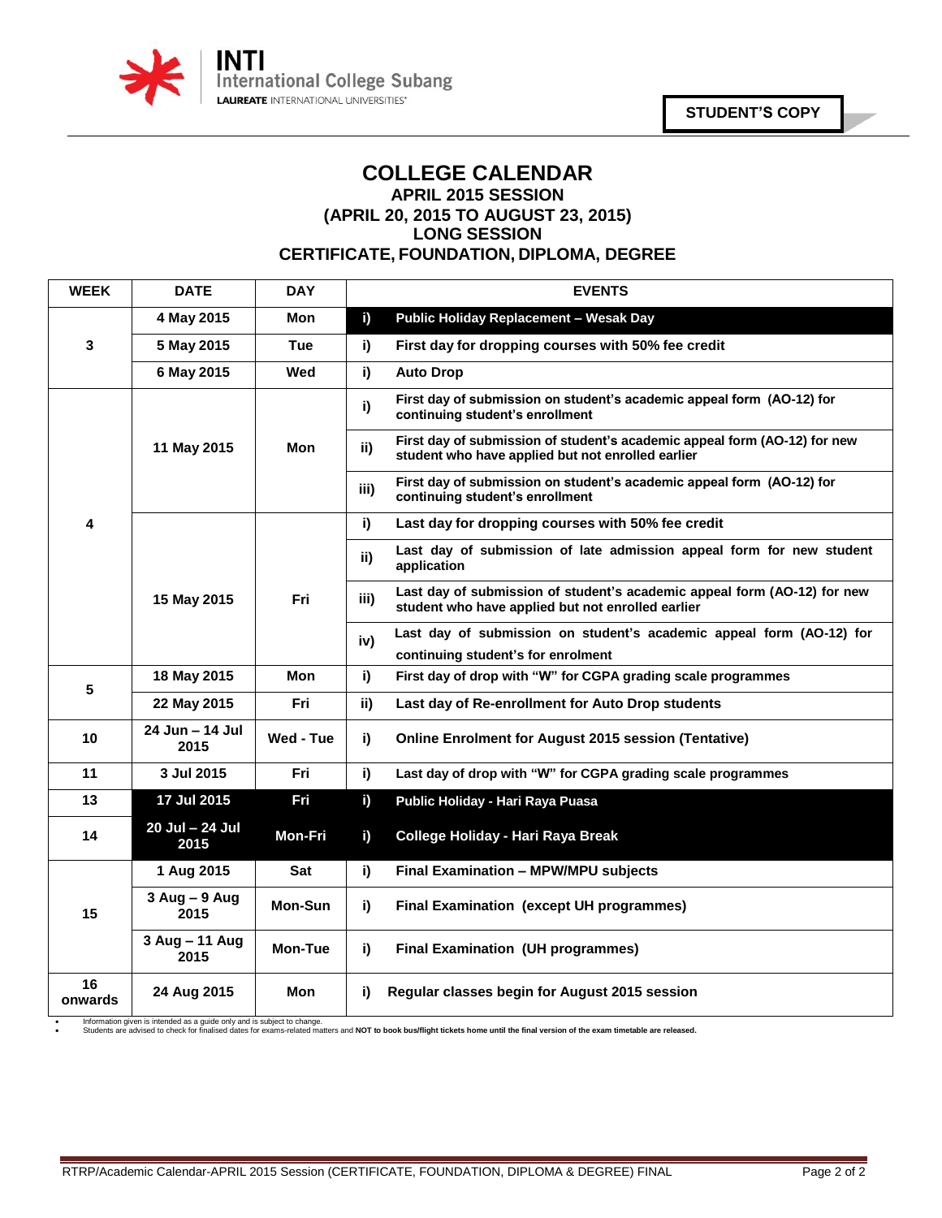INTI International College Subang
LAUREATE INTERNATIONAL UNIVERSITIES

**STUDENT'S COPY**

# COLLEGE CALENDAR
## APRIL 2015 SESSION
## (APRIL 20, 2015 TO AUGUST 23, 2015)
## LONG SESSION
## CERTIFICATE, FOUNDATION, DIPLOMA, DEGREE

| WEEK | DATE | DAY | | EVENTS |
|---|---|---|---|---|
| 3 | 4 May 2015 | Mon | i) | Public Holiday Replacement – Wesak Day |
| | 5 May 2015 | Tue | i) | First day for dropping courses with 50% fee credit |
| | 6 May 2015 | Wed | i) | Auto Drop |
| 4 | 11 May 2015 | Mon | i) | First day of submission on student's academic appeal form (AO-12) for continuing student's enrollment |
| | | | ii) | First day of submission of student's academic appeal form (AO-12) for new student who have applied but not enrolled earlier |
| | | | iii) | First day of submission on student's academic appeal form (AO-12) for continuing student's enrollment |
| | 15 May 2015 | Fri | i) | Last day for dropping courses with 50% fee credit |
| | | | ii) | Last day of submission of late admission appeal form for new student application |
| | | | iii) | Last day of submission of student's academic appeal form (AO-12) for new student who have applied but not enrolled earlier |
| | | | iv) | Last day of submission on student's academic appeal form (AO-12) for continuing student's for enrolment |
| 5 | 18 May 2015 | Mon | i) | First day of drop with "W" for CGPA grading scale programmes |
| | 22 May 2015 | Fri | ii) | Last day of Re-enrollment for Auto Drop students |
| 10 | 24 Jun – 14 Jul 2015 | Wed - Tue | i) | Online Enrolment for August 2015 session (Tentative) |
| 11 | 3 Jul 2015 | Fri | i) | Last day of drop with "W" for CGPA grading scale programmes |
| 13 | 17 Jul 2015 | Fri | i) | Public Holiday - Hari Raya Puasa |
| 14 | 20 Jul – 24 Jul 2015 | Mon-Fri | i) | College Holiday - Hari Raya Break |
| 15 | 1 Aug 2015 | Sat | i) | Final Examination – MPW/MPU subjects |
| | 3 Aug – 9 Aug 2015 | Mon-Sun | i) | Final Examination (except UH programmes) |
| | 3 Aug – 11 Aug 2015 | Mon-Tue | i) | Final Examination (UH programmes) |
| 16 onwards | 24 Aug 2015 | Mon | i) | Regular classes begin for August 2015 session |

- Information given is intended as a guide only and is subject to change.
- Students are advised to check for finalised dates for exams-related matters and **NOT to book bus/flight tickets home until the final version of the exam timetable are released.**

RTRP/Academic Calendar-APRIL 2015 Session (CERTIFICATE, FOUNDATION, DIPLOMA & DEGREE) FINAL